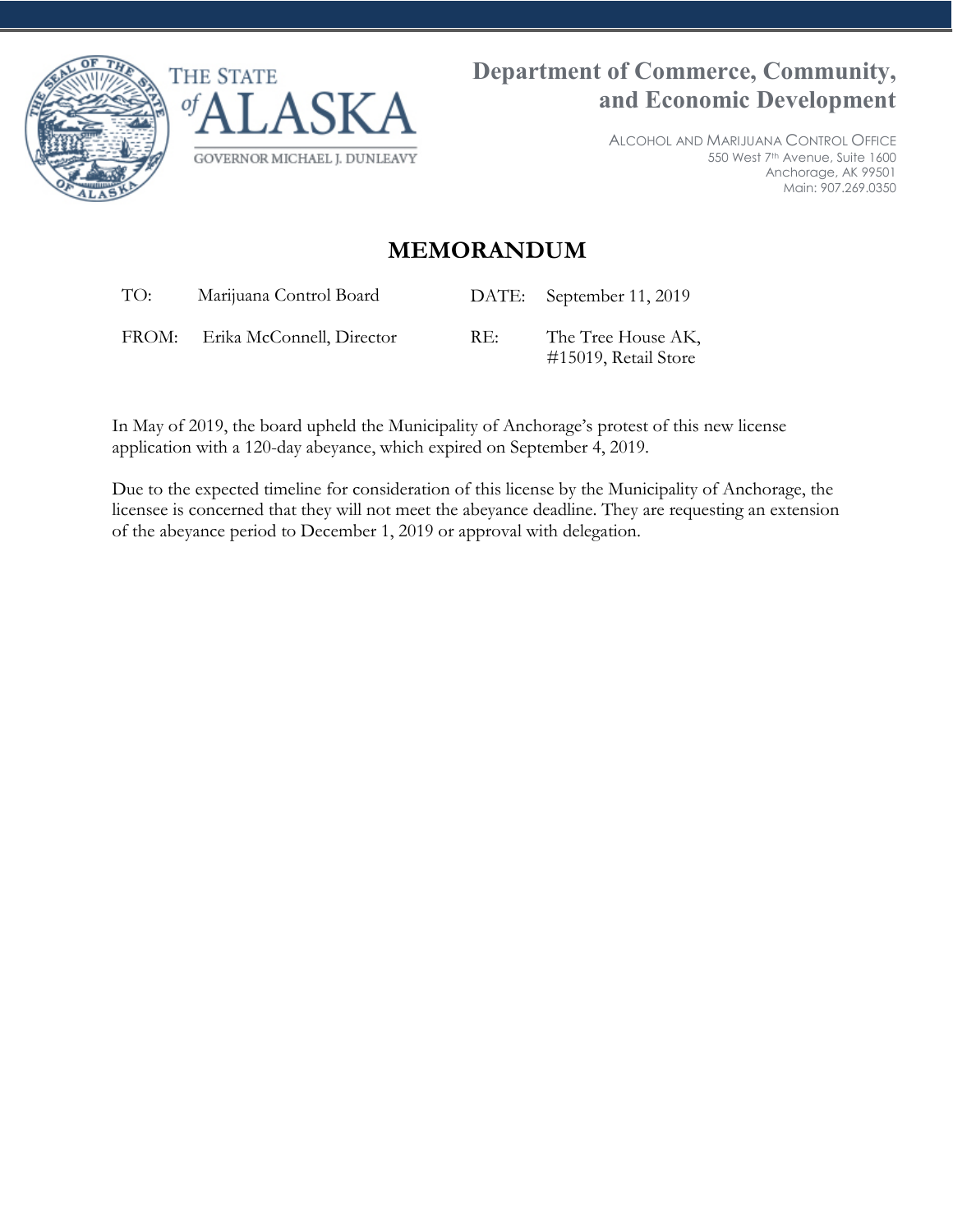THE STATE of ALASKA

GOVERNOR MICHAEL J. DUNLEAVY

**Department of Commerce, Community, and Economic Development**

ALCOHOL AND MARIJUANA CONTROL OFFICE
550 West 7th Avenue, Suite 1600
Anchorage, AK 99501
Main: 907.269.0350

# MEMORANDUM

| | | | |
|---|---|---|---|
| TO: | Marijuana Control Board | DATE: | September 11, 2019 |
| FROM: | Erika McConnell, Director | RE: | The Tree House AK, #15019, Retail Store |

In May of 2019, the board upheld the Municipality of Anchorage's protest of this new license application with a 120-day abeyance, which expired on September 4, 2019.

Due to the expected timeline for consideration of this license by the Municipality of Anchorage, the licensee is concerned that they will not meet the abeyance deadline. They are requesting an extension of the abeyance period to December 1, 2019 or approval with delegation.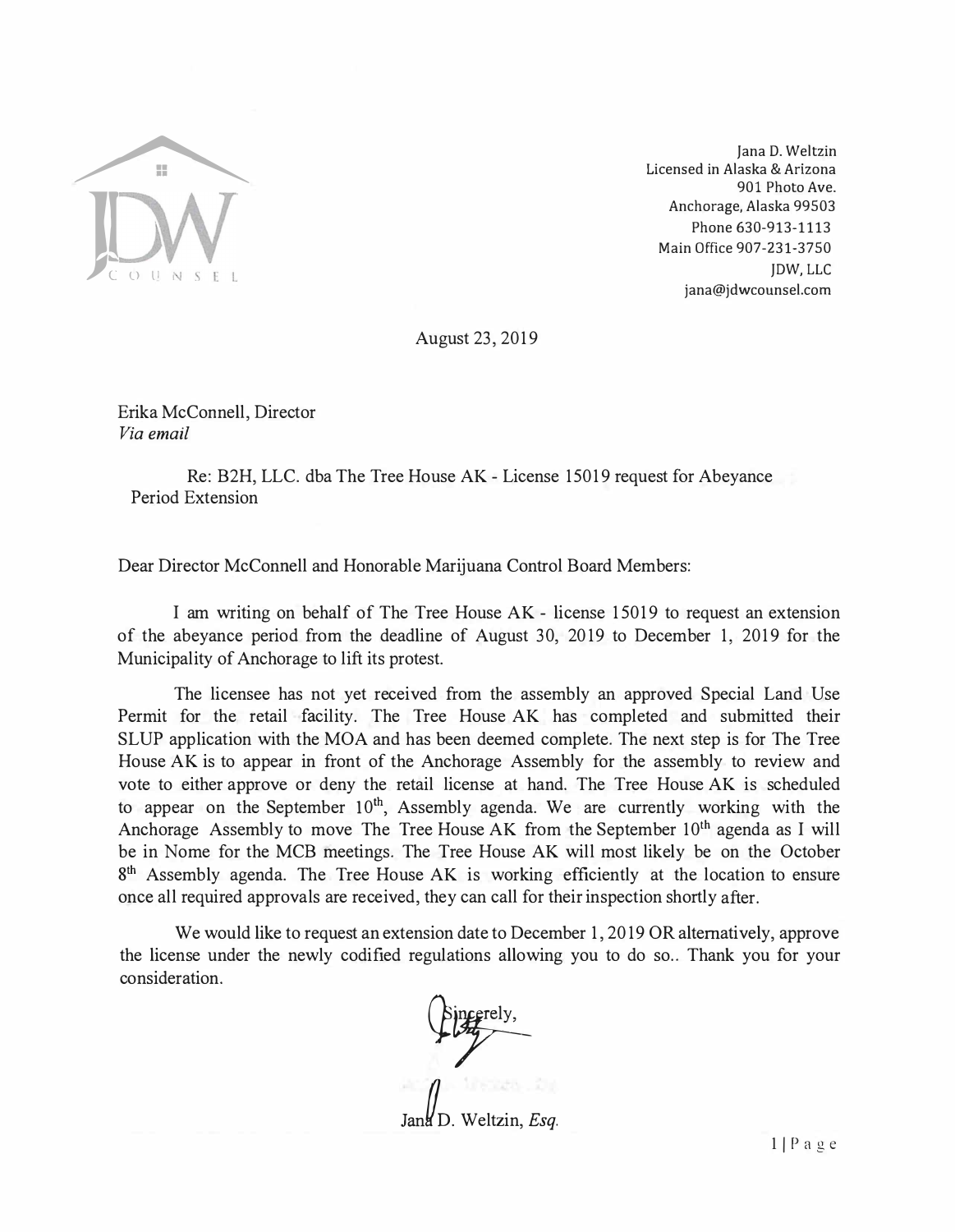Jana D. Weltzin
Licensed in Alaska & Arizona
901 Photo Ave.
Anchorage, Alaska 99503
Phone 630-913-1113
Main Office 907-231-3750
JDW, LLC
jana@jdwcounsel.com

August 23, 2019

Erika McConnell, Director
*Via email*

Re: B2H, LLC. dba The Tree House AK - License 15019 request for Abeyance Period Extension

Dear Director McConnell and Honorable Marijuana Control Board Members:

I am writing on behalf of The Tree House AK - license 15019 to request an extension of the abeyance period from the deadline of August 30, 2019 to December 1, 2019 for the Municipality of Anchorage to lift its protest.

The licensee has not yet received from the assembly an approved Special Land Use Permit for the retail facility. The Tree House AK has completed and submitted their SLUP application with the MOA and has been deemed complete. The next step is for The Tree House AK is to appear in front of the Anchorage Assembly for the assembly to review and vote to either approve or deny the retail license at hand. The Tree House AK is scheduled to appear on the September 10th, Assembly agenda. We are currently working with the Anchorage Assembly to move The Tree House AK from the September 10th agenda as I will be in Nome for the MCB meetings. The Tree House AK will most likely be on the October 8th Assembly agenda. The Tree House AK is working efficiently at the location to ensure once all required approvals are received, they can call for their inspection shortly after.

We would like to request an extension date to December 1, 2019 OR alternatively, approve the license under the newly codified regulations allowing you to do so.. Thank you for your consideration.

Sincerely,

Jana D. Weltzin, *Esq.*